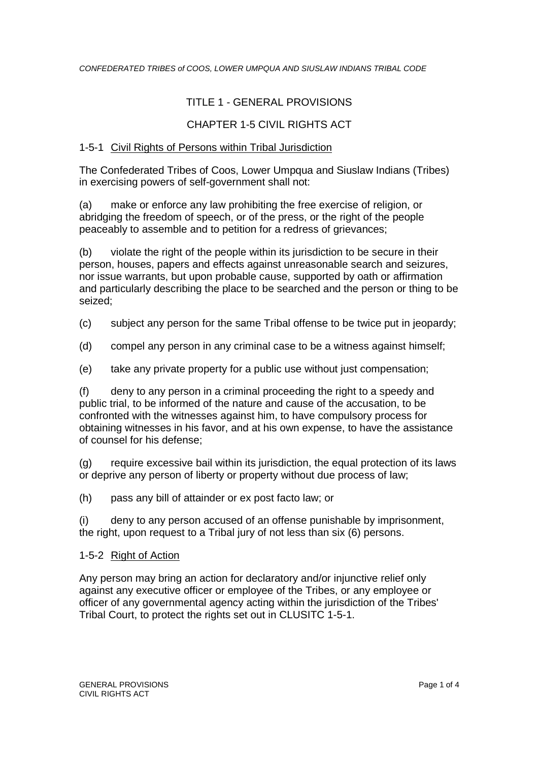# TITLE 1 - GENERAL PROVISIONS

## CHAPTER 1-5 CIVIL RIGHTS ACT

### 1-5-1 Civil Rights of Persons within Tribal Jurisdiction

The Confederated Tribes of Coos, Lower Umpqua and Siuslaw Indians (Tribes) in exercising powers of self-government shall not:

(a) make or enforce any law prohibiting the free exercise of religion, or abridging the freedom of speech, or of the press, or the right of the people peaceably to assemble and to petition for a redress of grievances;

(b) violate the right of the people within its jurisdiction to be secure in their person, houses, papers and effects against unreasonable search and seizures, nor issue warrants, but upon probable cause, supported by oath or affirmation and particularly describing the place to be searched and the person or thing to be seized;

(c) subject any person for the same Tribal offense to be twice put in jeopardy;

(d) compel any person in any criminal case to be a witness against himself;

(e) take any private property for a public use without just compensation;

(f) deny to any person in a criminal proceeding the right to a speedy and public trial, to be informed of the nature and cause of the accusation, to be confronted with the witnesses against him, to have compulsory process for obtaining witnesses in his favor, and at his own expense, to have the assistance of counsel for his defense;

(g) require excessive bail within its jurisdiction, the equal protection of its laws or deprive any person of liberty or property without due process of law;

(h) pass any bill of attainder or ex post facto law; or

(i) deny to any person accused of an offense punishable by imprisonment, the right, upon request to a Tribal jury of not less than six (6) persons.

### 1-5-2 Right of Action

Any person may bring an action for declaratory and/or injunctive relief only against any executive officer or employee of the Tribes, or any employee or officer of any governmental agency acting within the jurisdiction of the Tribes' Tribal Court, to protect the rights set out in CLUSITC 1-5-1.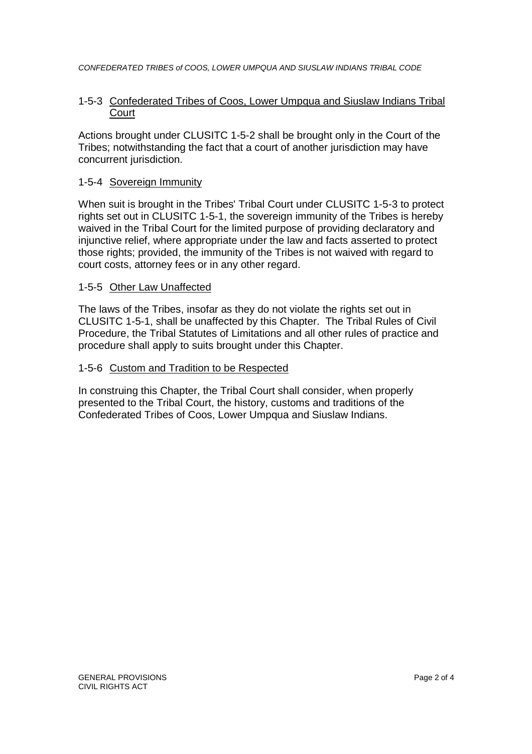### 1-5-3 Confederated Tribes of Coos, Lower Umpqua and Siuslaw Indians Tribal Court

Actions brought under CLUSITC 1-5-2 shall be brought only in the Court of the Tribes; notwithstanding the fact that a court of another jurisdiction may have concurrent jurisdiction.

### 1-5-4 Sovereign Immunity

When suit is brought in the Tribes' Tribal Court under CLUSITC 1-5-3 to protect rights set out in CLUSITC 1-5-1, the sovereign immunity of the Tribes is hereby waived in the Tribal Court for the limited purpose of providing declaratory and injunctive relief, where appropriate under the law and facts asserted to protect those rights; provided, the immunity of the Tribes is not waived with regard to court costs, attorney fees or in any other regard.

### 1-5-5 Other Law Unaffected

The laws of the Tribes, insofar as they do not violate the rights set out in CLUSITC 1-5-1, shall be unaffected by this Chapter. The Tribal Rules of Civil Procedure, the Tribal Statutes of Limitations and all other rules of practice and procedure shall apply to suits brought under this Chapter.

### 1-5-6 Custom and Tradition to be Respected

In construing this Chapter, the Tribal Court shall consider, when properly presented to the Tribal Court, the history, customs and traditions of the Confederated Tribes of Coos, Lower Umpqua and Siuslaw Indians.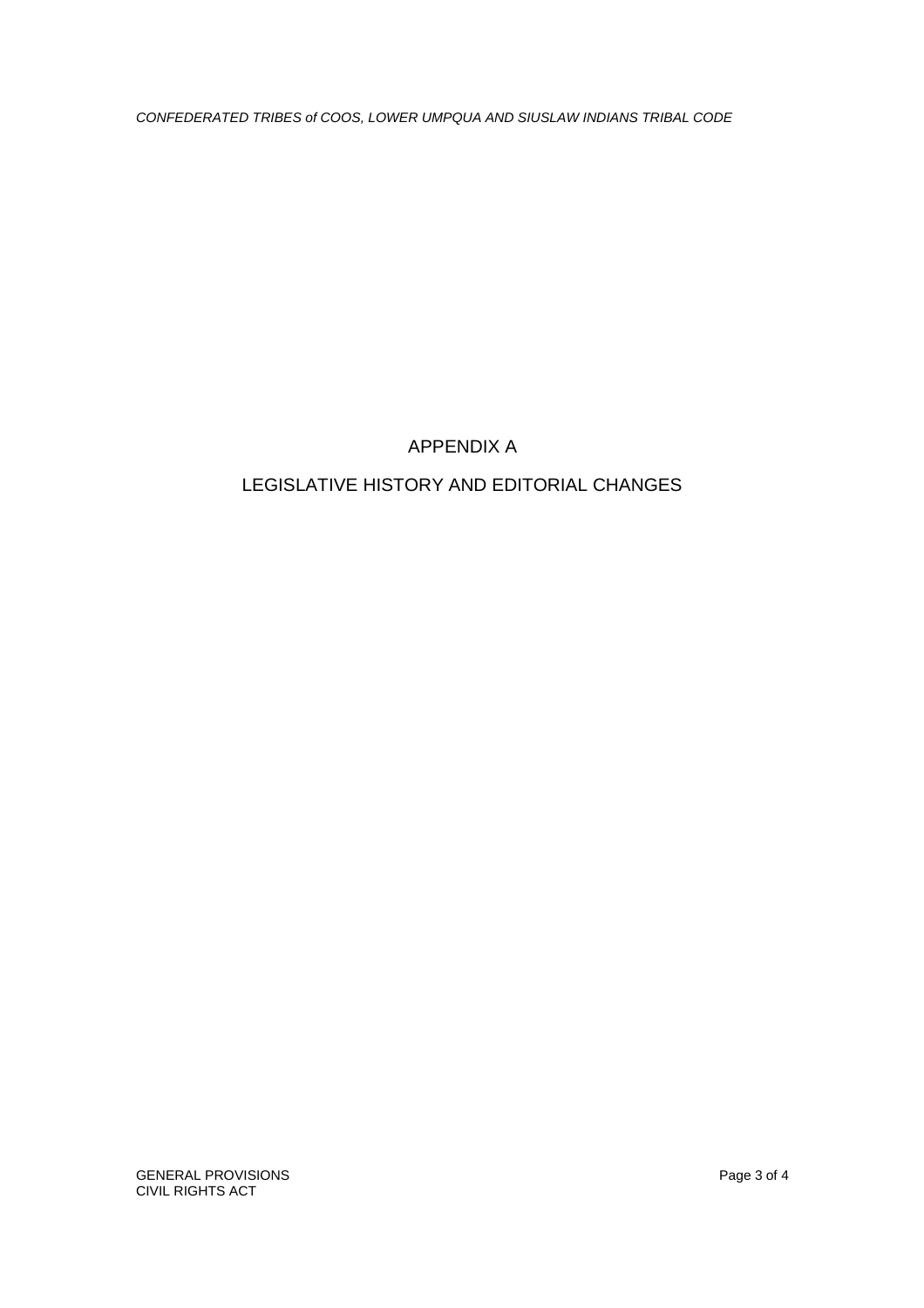# APPENDIX A

## LEGISLATIVE HISTORY AND EDITORIAL CHANGES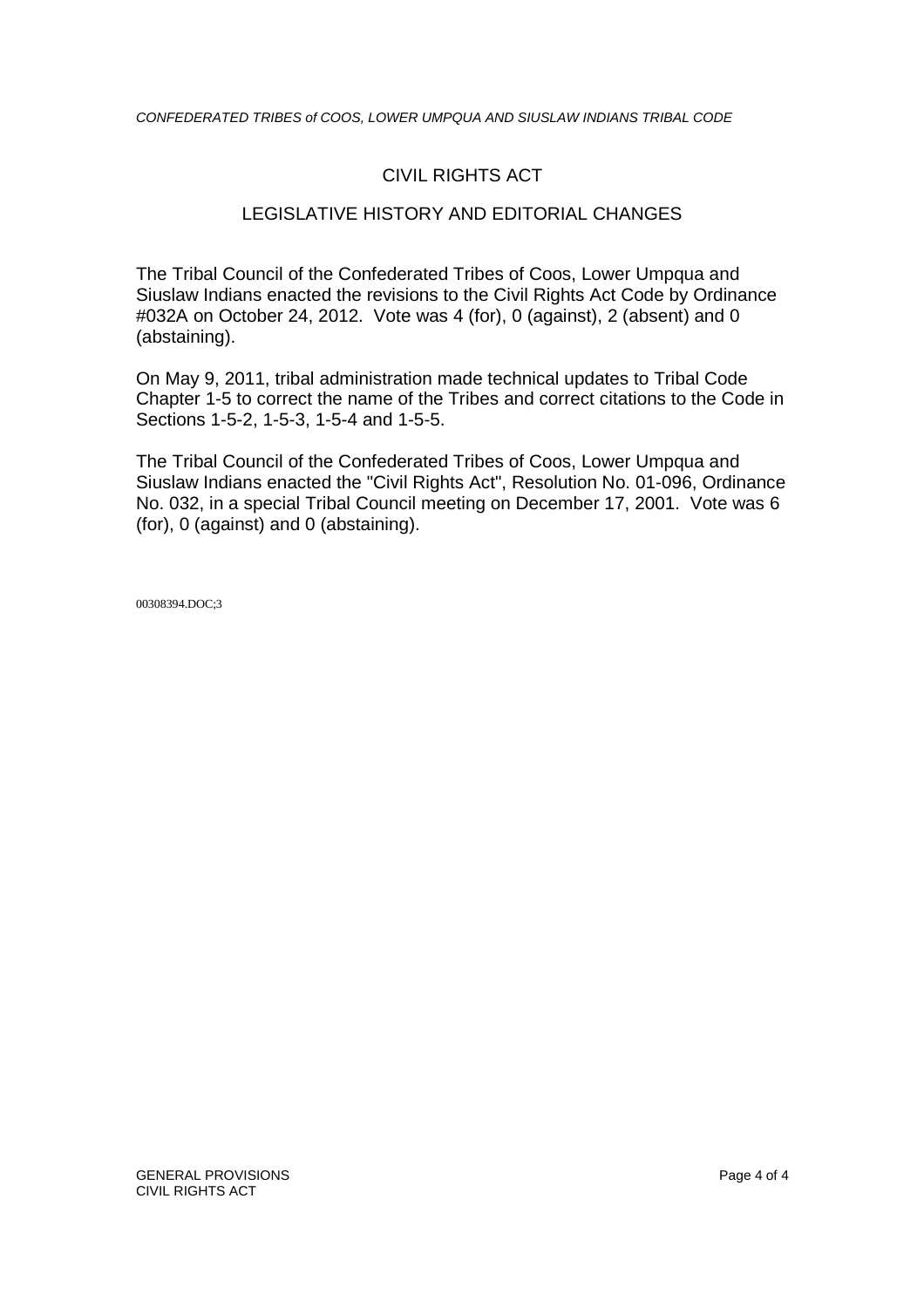## CIVIL RIGHTS ACT

## LEGISLATIVE HISTORY AND EDITORIAL CHANGES

The Tribal Council of the Confederated Tribes of Coos, Lower Umpqua and Siuslaw Indians enacted the revisions to the Civil Rights Act Code by Ordinance #032A on October 24, 2012. Vote was 4 (for), 0 (against), 2 (absent) and 0 (abstaining).

On May 9, 2011, tribal administration made technical updates to Tribal Code Chapter 1-5 to correct the name of the Tribes and correct citations to the Code in Sections 1-5-2, 1-5-3, 1-5-4 and 1-5-5.

The Tribal Council of the Confederated Tribes of Coos, Lower Umpqua and Siuslaw Indians enacted the "Civil Rights Act", Resolution No. 01-096, Ordinance No. 032, in a special Tribal Council meeting on December 17, 2001. Vote was 6 (for), 0 (against) and 0 (abstaining).

00308394.DOC;3